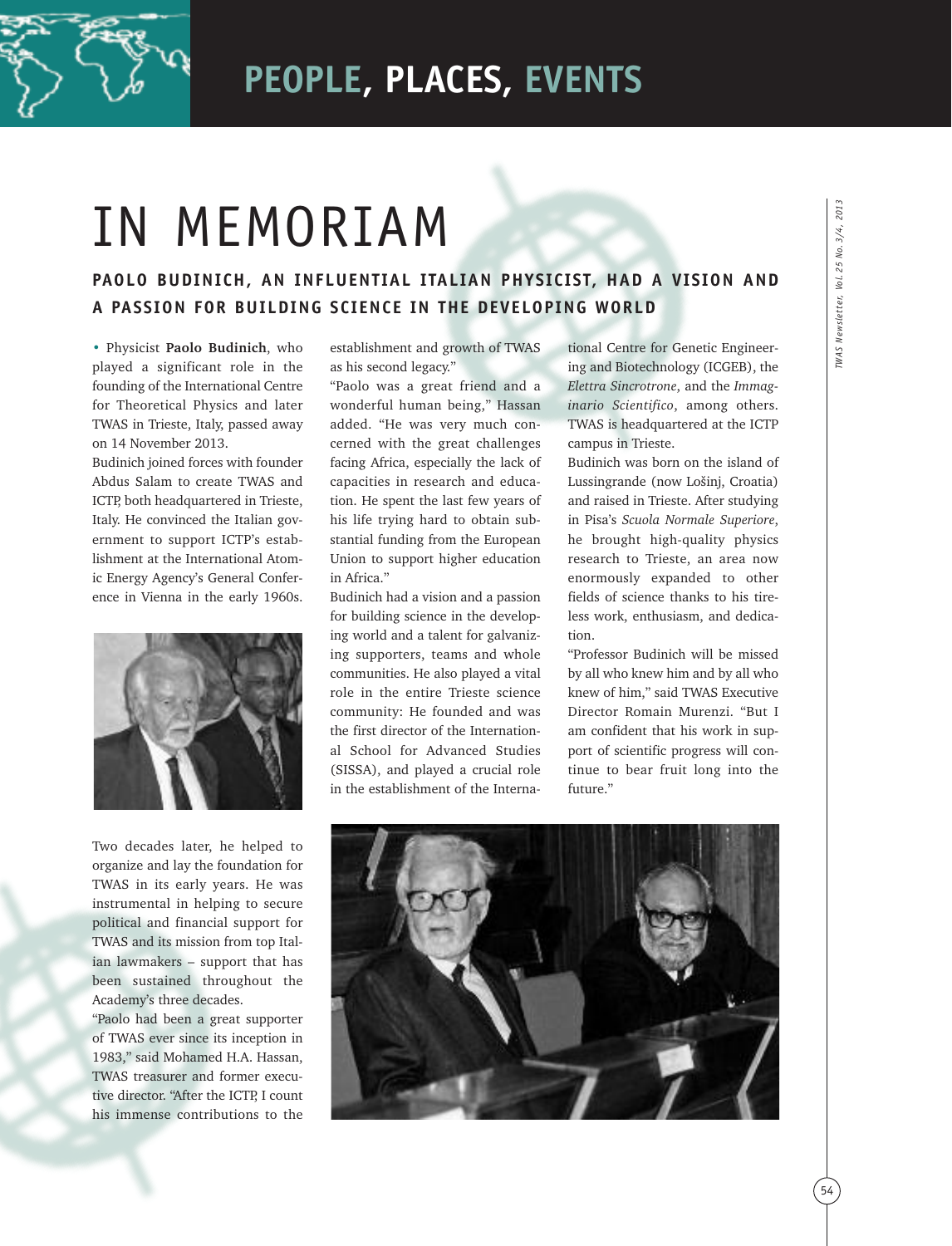# IN MEMORIAM

## PAOLO BUDINICH, AN INFLUENTIAL ITALIAN PHYSICIST, HAD A VISION AND A PASSION FOR BUILDING SCIENCE IN THE DEVELOPING WORLD

• Physicist **Paolo Budinich**, who played a significant role in the founding of the International Centre for Theoretical Physics and later TWAS in Trieste, Italy, passed away on 14 November 2013.

Budinich joined forces with founder Abdus Salam to create TWAS and ICTP, both headquartered in Trieste, Italy. He convinced the Italian government to support ICTP's establishment at the International Atomic Energy Agency's General Conference in Vienna in the early 1960s.

Two decades later, he helped to organize and lay the foundation for TWAS in its early years. He was instrumental in helping to secure political and financial support for TWAS and its mission from top Italian lawmakers – support that has been sustained throughout the Academy's three decades.

"Paolo had been a great supporter of TWAS ever since its inception in 1983," said Mohamed H.A. Hassan, TWAS treasurer and former executive director. "After the ICTP, I count his immense contributions to the establishment and growth of TWAS as his second legacy."

"Paolo was a great friend and a wonderful human being," Hassan added. "He was very much concerned with the great challenges facing Africa, especially the lack of capacities in research and education. He spent the last few years of his life trying hard to obtain substantial funding from the European Union to support higher education in Africa."

Budinich had a vision and a passion for building science in the developing world and a talent for galvanizing supporters, teams and whole communities. He also played a vital role in the entire Trieste science community: He founded and was the first director of the International School for Advanced Studies (SISSA), and played a crucial role in the establishment of the International Centre for Genetic Engineering and Biotechnology (ICGEB), the *Elettra Sincrotrone*, and the *Immaginario Scientifico*, among others. TWAS is headquartered at the ICTP campus in Trieste.

Budinich was born on the island of Lussingrande (now Lošinj, Croatia) and raised in Trieste. After studying in Pisa's *Scuola Normale Superiore*, he brought high-quality physics research to Trieste, an area now enormously expanded to other fields of science thanks to his tireless work, enthusiasm, and dedication.

"Professor Budinich will be missed by all who knew him and by all who knew of him," said TWAS Executive Director Romain Murenzi. "But I am confident that his work in support of scientific progress will continue to bear fruit long into the future."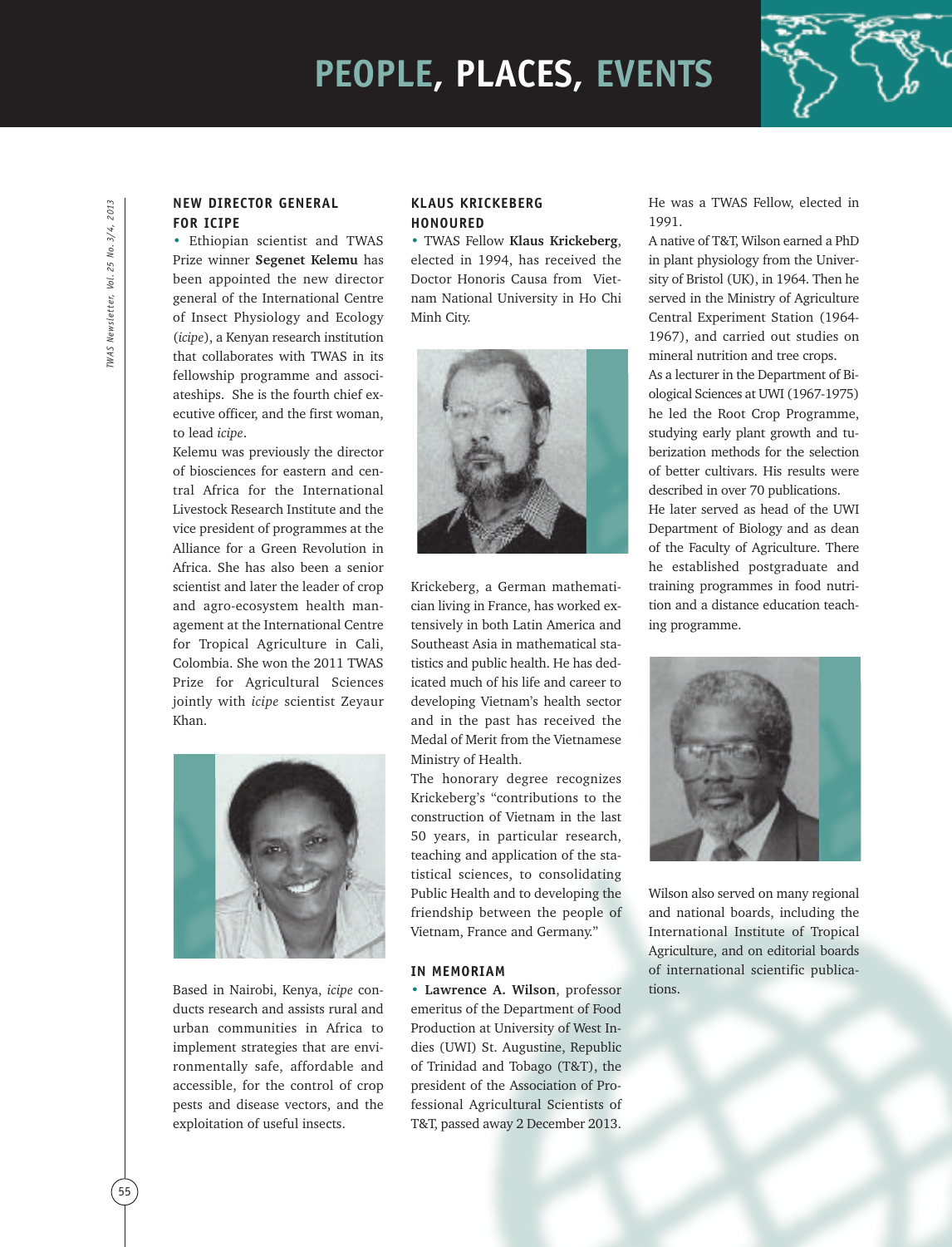# PEOPLE, PLACES, EVENTS

## NEW DIRECTOR GENERAL FOR ICIPE

• Ethiopian scientist and TWAS Prize winner **Segenet Kelemu** has been appointed the new director general of the International Centre of Insect Physiology and Ecology (*icipe*), a Kenyan research institution that collaborates with TWAS in its fellowship programme and associateships. She is the fourth chief executive officer, and the first woman, to lead *icipe*.

Kelemu was previously the director of biosciences for eastern and central Africa for the International Livestock Research Institute and the vice president of programmes at the Alliance for a Green Revolution in Africa. She has also been a senior scientist and later the leader of crop and agro-ecosystem health management at the International Centre for Tropical Agriculture in Cali, Colombia. She won the 2011 TWAS Prize for Agricultural Sciences jointly with *icipe* scientist Zeyaur Khan.

Based in Nairobi, Kenya, *icipe* conducts research and assists rural and urban communities in Africa to implement strategies that are environmentally safe, affordable and accessible, for the control of crop pests and disease vectors, and the exploitation of useful insects.

## KLAUS KRICKEBERG HONOURED

• TWAS Fellow **Klaus Krickeberg**, elected in 1994, has received the Doctor Honoris Causa from Vietnam National University in Ho Chi Minh City.

Krickeberg, a German mathematician living in France, has worked extensively in both Latin America and Southeast Asia in mathematical statistics and public health. He has dedicated much of his life and career to developing Vietnam's health sector and in the past has received the Medal of Merit from the Vietnamese Ministry of Health.

The honorary degree recognizes Krickeberg's "contributions to the construction of Vietnam in the last 50 years, in particular research, teaching and application of the statistical sciences, to consolidating Public Health and to developing the friendship between the people of Vietnam, France and Germany."

## IN MEMORIAM

• **Lawrence A. Wilson**, professor emeritus of the Department of Food Production at University of West Indies (UWI) St. Augustine, Republic of Trinidad and Tobago (T&T), the president of the Association of Professional Agricultural Scientists of T&T, passed away 2 December 2013. He was a TWAS Fellow, elected in 1991.

A native of T&T, Wilson earned a PhD in plant physiology from the University of Bristol (UK), in 1964. Then he served in the Ministry of Agriculture Central Experiment Station (1964-1967), and carried out studies on mineral nutrition and tree crops.

As a lecturer in the Department of Biological Sciences at UWI (1967-1975) he led the Root Crop Programme, studying early plant growth and tuberization methods for the selection of better cultivars. His results were described in over 70 publications.

He later served as head of the UWI Department of Biology and as dean of the Faculty of Agriculture. There he established postgraduate and training programmes in food nutrition and a distance education teaching programme.

Wilson also served on many regional and national boards, including the International Institute of Tropical Agriculture, and on editorial boards of international scientific publications.